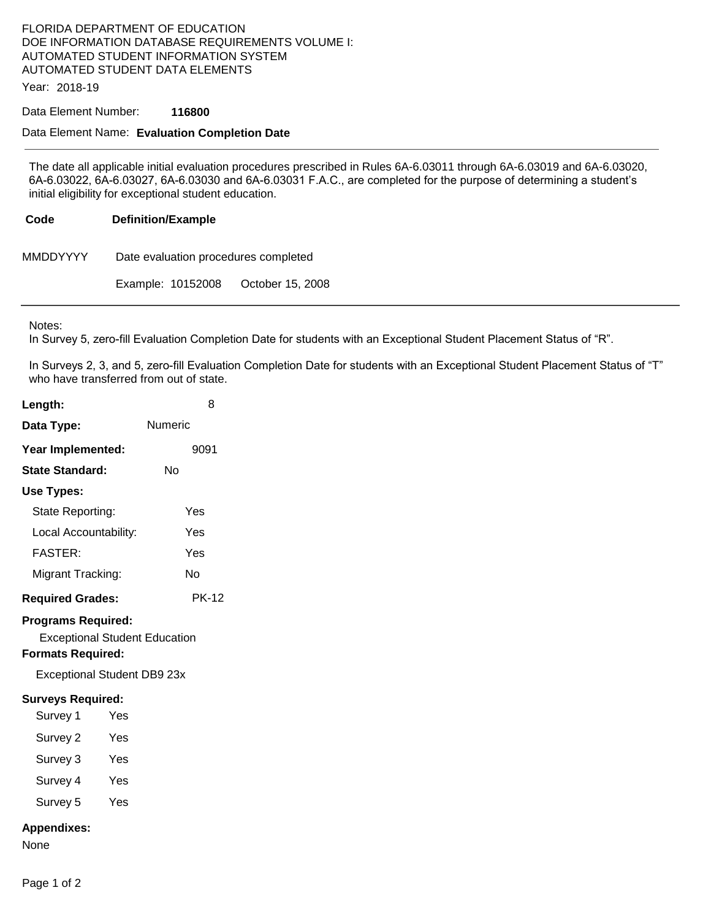FLORIDA DEPARTMENT OF EDUCATION
DOE INFORMATION DATABASE REQUIREMENTS VOLUME I:
AUTOMATED STUDENT INFORMATION SYSTEM
AUTOMATED STUDENT DATA ELEMENTS

Year: 2018-19

Data Element Number: **116800**

Data Element Name: **Evaluation Completion Date**

---

The date all applicable initial evaluation procedures prescribed in Rules 6A-6.03011 through 6A-6.03019 and 6A-6.03020, 6A-6.03022, 6A-6.03027, 6A-6.03030 and 6A-6.03031 F.A.C., are completed for the purpose of determining a student's initial eligibility for exceptional student education.

| Code | Definition/Example |
|---|---|
| MMDDYYYY | Date evaluation procedures completed |
| | Example: 10152008 October 15, 2008 |

---

Notes:
In Survey 5, zero-fill Evaluation Completion Date for students with an Exceptional Student Placement Status of "R".

In Surveys 2, 3, and 5, zero-fill Evaluation Completion Date for students with an Exceptional Student Placement Status of "T" who have transferred from out of state.

**Length:** 8

**Data Type:** Numeric

**Year Implemented:** 9091

**State Standard:** No

**Use Types:**

- State Reporting: Yes
- Local Accountability: Yes
- FASTER: Yes
- Migrant Tracking: No

**Required Grades:** PK-12

**Programs Required:**

Exceptional Student Education

**Formats Required:**

Exceptional Student DB9 23x

**Surveys Required:**

- Survey 1 Yes
- Survey 2 Yes
- Survey 3 Yes
- Survey 4 Yes
- Survey 5 Yes

**Appendixes:**

None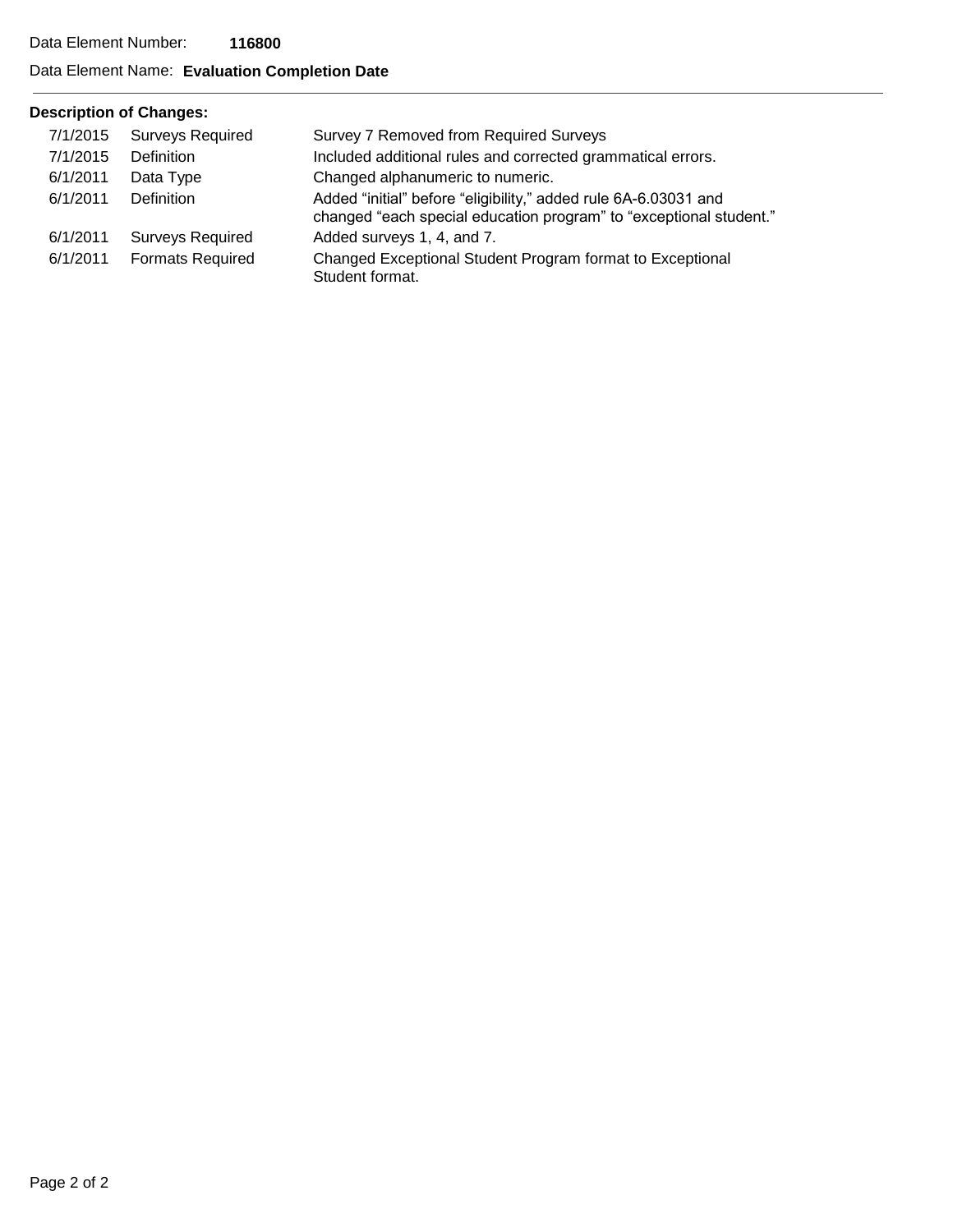Data Element Number: **116800**

Data Element Name: **Evaluation Completion Date**

**Description of Changes:**

| | | |
|---|---|---|
| 7/1/2015 | Surveys Required | Survey 7 Removed from Required Surveys |
| 7/1/2015 | Definition | Included additional rules and corrected grammatical errors. |
| 6/1/2011 | Data Type | Changed alphanumeric to numeric. |
| 6/1/2011 | Definition | Added “initial” before “eligibility,” added rule 6A-6.03031 and changed “each special education program” to “exceptional student.” |
| 6/1/2011 | Surveys Required | Added surveys 1, 4, and 7. |
| 6/1/2011 | Formats Required | Changed Exceptional Student Program format to Exceptional Student format. |